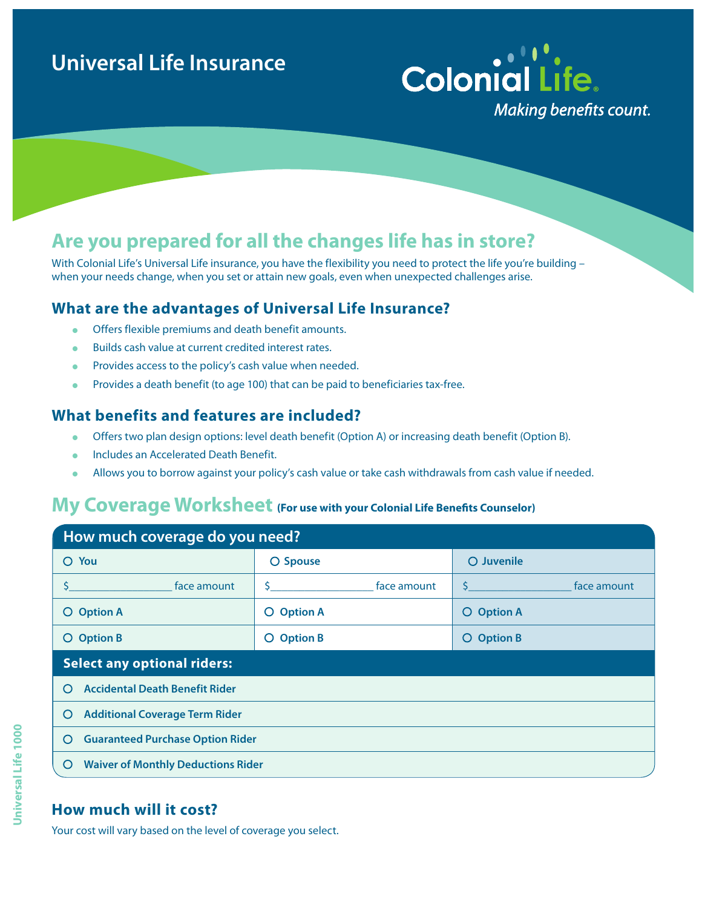# Universal Life Insurance

**Colonial Life**
*Making benefits count.*

## Are you prepared for all the changes life has in store?

With Colonial Life's Universal Life insurance, you have the flexibility you need to protect the life you're building – when your needs change, when you set or attain new goals, even when unexpected challenges arise.

### What are the advantages of Universal Life Insurance?

- Offers flexible premiums and death benefit amounts.
- Builds cash value at current credited interest rates.
- Provides access to the policy's cash value when needed.
- Provides a death benefit (to age 100) that can be paid to beneficiaries tax-free.

### What benefits and features are included?

- Offers two plan design options: level death benefit (Option A) or increasing death benefit (Option B).
- Includes an Accelerated Death Benefit.
- Allows you to borrow against your policy's cash value or take cash withdrawals from cash value if needed.

## My Coverage Worksheet **(For use with your Colonial Life Benefits Counselor)**

| How much coverage do you need? | | |
|---|---|---|
| O You | O Spouse | O Juvenile |
| $________________ face amount | $________________ face amount | $________________ face amount |
| O Option A | O Option A | O Option A |
| O Option B | O Option B | O Option B |
| **Select any optional riders:** | | |
| O Accidental Death Benefit Rider | | |
| O Additional Coverage Term Rider | | |
| O Guaranteed Purchase Option Rider | | |
| O Waiver of Monthly Deductions Rider | | |

### How much will it cost?

Your cost will vary based on the level of coverage you select.

Universal Life 1000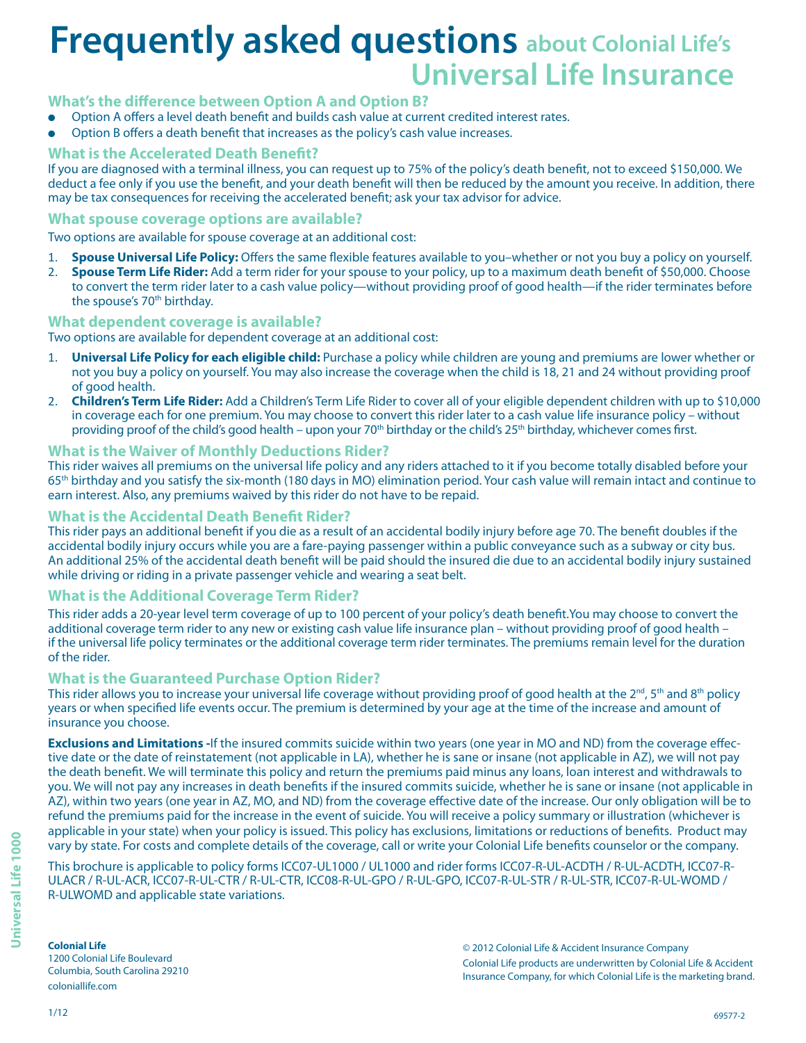# Frequently asked questions about Colonial Life's Universal Life Insurance

### What's the difference between Option A and Option B?

- Option A offers a level death benefit and builds cash value at current credited interest rates.
- Option B offers a death benefit that increases as the policy's cash value increases.

### What is the Accelerated Death Benefit?

If you are diagnosed with a terminal illness, you can request up to 75% of the policy's death benefit, not to exceed $150,000. We deduct a fee only if you use the benefit, and your death benefit will then be reduced by the amount you receive. In addition, there may be tax consequences for receiving the accelerated benefit; ask your tax advisor for advice.

### What spouse coverage options are available?

Two options are available for spouse coverage at an additional cost:

1. **Spouse Universal Life Policy:** Offers the same flexible features available to you–whether or not you buy a policy on yourself.
2. **Spouse Term Life Rider:** Add a term rider for your spouse to your policy, up to a maximum death benefit of $50,000. Choose to convert the term rider later to a cash value policy—without providing proof of good health—if the rider terminates before the spouse's 70th birthday.

### What dependent coverage is available?

Two options are available for dependent coverage at an additional cost:

1. **Universal Life Policy for each eligible child:** Purchase a policy while children are young and premiums are lower whether or not you buy a policy on yourself. You may also increase the coverage when the child is 18, 21 and 24 without providing proof of good health.
2. **Children's Term Life Rider:** Add a Children's Term Life Rider to cover all of your eligible dependent children with up to $10,000 in coverage each for one premium. You may choose to convert this rider later to a cash value life insurance policy – without providing proof of the child's good health – upon your 70th birthday or the child's 25th birthday, whichever comes first.

### What is the Waiver of Monthly Deductions Rider?

This rider waives all premiums on the universal life policy and any riders attached to it if you become totally disabled before your 65th birthday and you satisfy the six-month (180 days in MO) elimination period. Your cash value will remain intact and continue to earn interest. Also, any premiums waived by this rider do not have to be repaid.

### What is the Accidental Death Benefit Rider?

This rider pays an additional benefit if you die as a result of an accidental bodily injury before age 70. The benefit doubles if the accidental bodily injury occurs while you are a fare-paying passenger within a public conveyance such as a subway or city bus. An additional 25% of the accidental death benefit will be paid should the insured die due to an accidental bodily injury sustained while driving or riding in a private passenger vehicle and wearing a seat belt.

### What is the Additional Coverage Term Rider?

This rider adds a 20-year level term coverage of up to 100 percent of your policy's death benefit.You may choose to convert the additional coverage term rider to any new or existing cash value life insurance plan – without providing proof of good health – if the universal life policy terminates or the additional coverage term rider terminates. The premiums remain level for the duration of the rider.

### What is the Guaranteed Purchase Option Rider?

This rider allows you to increase your universal life coverage without providing proof of good health at the 2nd, 5th and 8th policy years or when specified life events occur. The premium is determined by your age at the time of the increase and amount of insurance you choose.

**Exclusions and Limitations -**If the insured commits suicide within two years (one year in MO and ND) from the coverage effective date or the date of reinstatement (not applicable in LA), whether he is sane or insane (not applicable in AZ), we will not pay the death benefit. We will terminate this policy and return the premiums paid minus any loans, loan interest and withdrawals to you. We will not pay any increases in death benefits if the insured commits suicide, whether he is sane or insane (not applicable in AZ), within two years (one year in AZ, MO, and ND) from the coverage effective date of the increase. Our only obligation will be to refund the premiums paid for the increase in the event of suicide. You will receive a policy summary or illustration (whichever is applicable in your state) when your policy is issued. This policy has exclusions, limitations or reductions of benefits. Product may vary by state. For costs and complete details of the coverage, call or write your Colonial Life benefits counselor or the company.

This brochure is applicable to policy forms ICC07-UL1000 / UL1000 and rider forms ICC07-R-UL-ACDTH / R-UL-ACDTH, ICC07-R-ULACR / R-UL-ACR, ICC07-R-UL-CTR / R-UL-CTR, ICC08-R-UL-GPO / R-UL-GPO, ICC07-R-UL-STR / R-UL-STR, ICC07-R-UL-WOMD / R-ULWOMD and applicable state variations.

Universal Life 1000

**Colonial Life**
1200 Colonial Life Boulevard
Columbia, South Carolina 29210
coloniallife.com

© 2012 Colonial Life & Accident Insurance Company
Colonial Life products are underwritten by Colonial Life & Accident Insurance Company, for which Colonial Life is the marketing brand.

1/12

69577-2